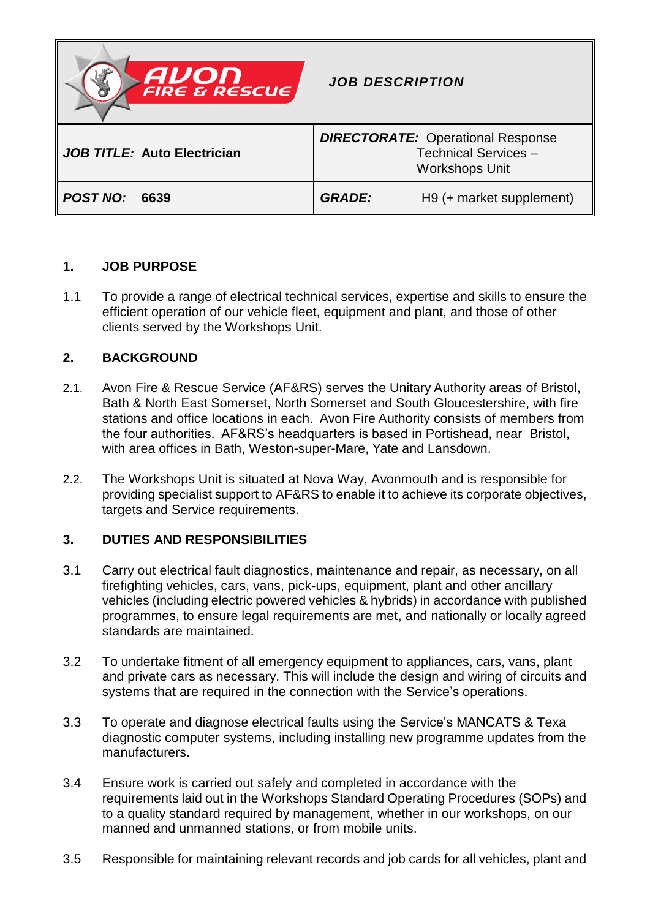| AVON FIRE & RESCUE | *JOB DESCRIPTION* |
|---|---|
| ***JOB TITLE:*** **Auto Electrician** | ***DIRECTORATE:*** Operational Response Technical Services – Workshops Unit |
| ***POST NO:*** **6639** | ***GRADE:*** H9 (+ market supplement) |

## 1. JOB PURPOSE

1.1 To provide a range of electrical technical services, expertise and skills to ensure the efficient operation of our vehicle fleet, equipment and plant, and those of other clients served by the Workshops Unit.

## 2. BACKGROUND

2.1. Avon Fire & Rescue Service (AF&RS) serves the Unitary Authority areas of Bristol, Bath & North East Somerset, North Somerset and South Gloucestershire, with fire stations and office locations in each. Avon Fire Authority consists of members from the four authorities. AF&RS's headquarters is based in Portishead, near Bristol, with area offices in Bath, Weston-super-Mare, Yate and Lansdown.

2.2. The Workshops Unit is situated at Nova Way, Avonmouth and is responsible for providing specialist support to AF&RS to enable it to achieve its corporate objectives, targets and Service requirements.

## 3. DUTIES AND RESPONSIBILITIES

3.1 Carry out electrical fault diagnostics, maintenance and repair, as necessary, on all firefighting vehicles, cars, vans, pick-ups, equipment, plant and other ancillary vehicles (including electric powered vehicles & hybrids) in accordance with published programmes, to ensure legal requirements are met, and nationally or locally agreed standards are maintained.

3.2 To undertake fitment of all emergency equipment to appliances, cars, vans, plant and private cars as necessary. This will include the design and wiring of circuits and systems that are required in the connection with the Service's operations.

3.3 To operate and diagnose electrical faults using the Service's MANCATS & Texa diagnostic computer systems, including installing new programme updates from the manufacturers.

3.4 Ensure work is carried out safely and completed in accordance with the requirements laid out in the Workshops Standard Operating Procedures (SOPs) and to a quality standard required by management, whether in our workshops, on our manned and unmanned stations, or from mobile units.

3.5 Responsible for maintaining relevant records and job cards for all vehicles, plant and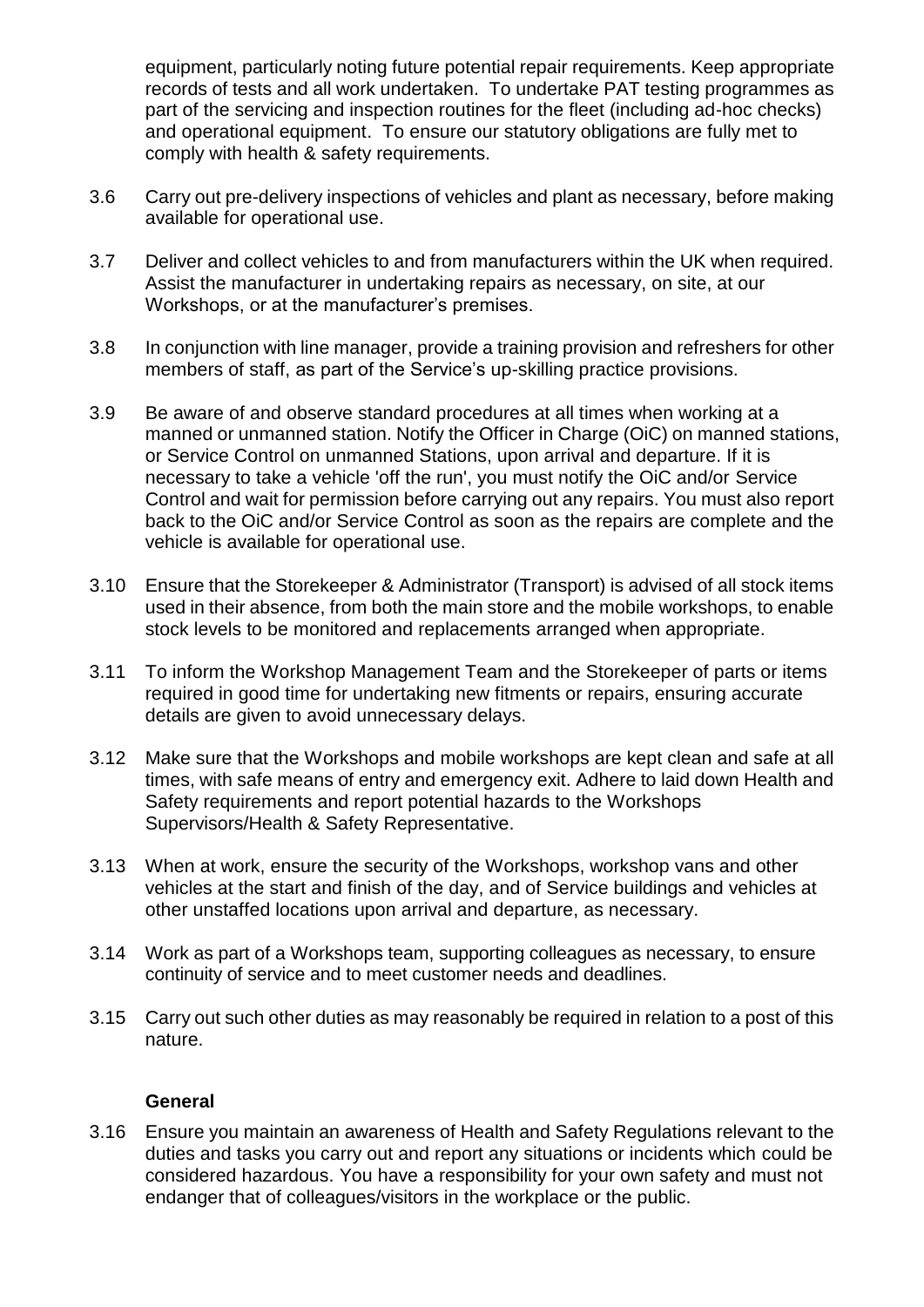equipment, particularly noting future potential repair requirements. Keep appropriate records of tests and all work undertaken. To undertake PAT testing programmes as part of the servicing and inspection routines for the fleet (including ad-hoc checks) and operational equipment. To ensure our statutory obligations are fully met to comply with health & safety requirements.

3.6 Carry out pre-delivery inspections of vehicles and plant as necessary, before making available for operational use.

3.7 Deliver and collect vehicles to and from manufacturers within the UK when required. Assist the manufacturer in undertaking repairs as necessary, on site, at our Workshops, or at the manufacturer's premises.

3.8 In conjunction with line manager, provide a training provision and refreshers for other members of staff, as part of the Service's up-skilling practice provisions.

3.9 Be aware of and observe standard procedures at all times when working at a manned or unmanned station. Notify the Officer in Charge (OiC) on manned stations, or Service Control on unmanned Stations, upon arrival and departure. If it is necessary to take a vehicle 'off the run', you must notify the OiC and/or Service Control and wait for permission before carrying out any repairs. You must also report back to the OiC and/or Service Control as soon as the repairs are complete and the vehicle is available for operational use.

3.10 Ensure that the Storekeeper & Administrator (Transport) is advised of all stock items used in their absence, from both the main store and the mobile workshops, to enable stock levels to be monitored and replacements arranged when appropriate.

3.11 To inform the Workshop Management Team and the Storekeeper of parts or items required in good time for undertaking new fitments or repairs, ensuring accurate details are given to avoid unnecessary delays.

3.12 Make sure that the Workshops and mobile workshops are kept clean and safe at all times, with safe means of entry and emergency exit. Adhere to laid down Health and Safety requirements and report potential hazards to the Workshops Supervisors/Health & Safety Representative.

3.13 When at work, ensure the security of the Workshops, workshop vans and other vehicles at the start and finish of the day, and of Service buildings and vehicles at other unstaffed locations upon arrival and departure, as necessary.

3.14 Work as part of a Workshops team, supporting colleagues as necessary, to ensure continuity of service and to meet customer needs and deadlines.

3.15 Carry out such other duties as may reasonably be required in relation to a post of this nature.

**General**

3.16 Ensure you maintain an awareness of Health and Safety Regulations relevant to the duties and tasks you carry out and report any situations or incidents which could be considered hazardous. You have a responsibility for your own safety and must not endanger that of colleagues/visitors in the workplace or the public.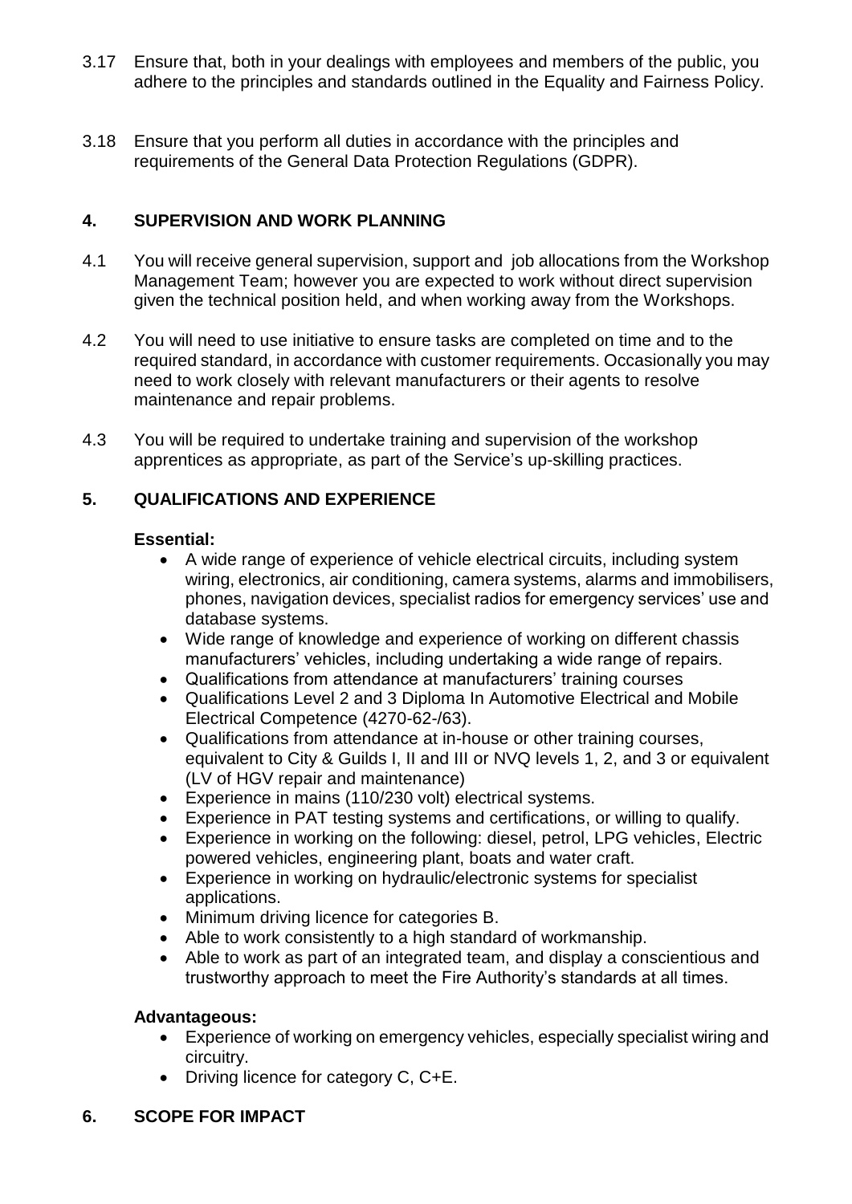3.17 Ensure that, both in your dealings with employees and members of the public, you adhere to the principles and standards outlined in the Equality and Fairness Policy.

3.18 Ensure that you perform all duties in accordance with the principles and requirements of the General Data Protection Regulations (GDPR).

## 4. SUPERVISION AND WORK PLANNING

4.1 You will receive general supervision, support and job allocations from the Workshop Management Team; however you are expected to work without direct supervision given the technical position held, and when working away from the Workshops.

4.2 You will need to use initiative to ensure tasks are completed on time and to the required standard, in accordance with customer requirements. Occasionally you may need to work closely with relevant manufacturers or their agents to resolve maintenance and repair problems.

4.3 You will be required to undertake training and supervision of the workshop apprentices as appropriate, as part of the Service's up-skilling practices.

## 5. QUALIFICATIONS AND EXPERIENCE

**Essential:**

- A wide range of experience of vehicle electrical circuits, including system wiring, electronics, air conditioning, camera systems, alarms and immobilisers, phones, navigation devices, specialist radios for emergency services' use and database systems.
- Wide range of knowledge and experience of working on different chassis manufacturers' vehicles, including undertaking a wide range of repairs.
- Qualifications from attendance at manufacturers' training courses
- Qualifications Level 2 and 3 Diploma In Automotive Electrical and Mobile Electrical Competence (4270-62-/63).
- Qualifications from attendance at in-house or other training courses, equivalent to City & Guilds I, II and III or NVQ levels 1, 2, and 3 or equivalent (LV of HGV repair and maintenance)
- Experience in mains (110/230 volt) electrical systems.
- Experience in PAT testing systems and certifications, or willing to qualify.
- Experience in working on the following: diesel, petrol, LPG vehicles, Electric powered vehicles, engineering plant, boats and water craft.
- Experience in working on hydraulic/electronic systems for specialist applications.
- Minimum driving licence for categories B.
- Able to work consistently to a high standard of workmanship.
- Able to work as part of an integrated team, and display a conscientious and trustworthy approach to meet the Fire Authority's standards at all times.

**Advantageous:**

- Experience of working on emergency vehicles, especially specialist wiring and circuitry.
- Driving licence for category C, C+E.

## 6. SCOPE FOR IMPACT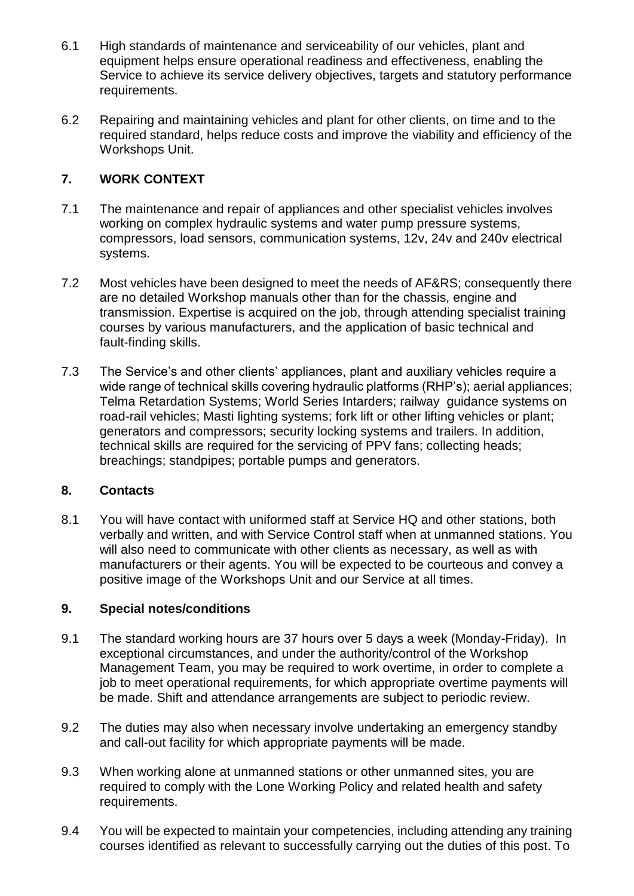6.1 High standards of maintenance and serviceability of our vehicles, plant and equipment helps ensure operational readiness and effectiveness, enabling the Service to achieve its service delivery objectives, targets and statutory performance requirements.

6.2 Repairing and maintaining vehicles and plant for other clients, on time and to the required standard, helps reduce costs and improve the viability and efficiency of the Workshops Unit.

## 7. WORK CONTEXT

7.1 The maintenance and repair of appliances and other specialist vehicles involves working on complex hydraulic systems and water pump pressure systems, compressors, load sensors, communication systems, 12v, 24v and 240v electrical systems.

7.2 Most vehicles have been designed to meet the needs of AF&RS; consequently there are no detailed Workshop manuals other than for the chassis, engine and transmission. Expertise is acquired on the job, through attending specialist training courses by various manufacturers, and the application of basic technical and fault-finding skills.

7.3 The Service's and other clients' appliances, plant and auxiliary vehicles require a wide range of technical skills covering hydraulic platforms (RHP's); aerial appliances; Telma Retardation Systems; World Series Intarders; railway guidance systems on road-rail vehicles; Masti lighting systems; fork lift or other lifting vehicles or plant; generators and compressors; security locking systems and trailers. In addition, technical skills are required for the servicing of PPV fans; collecting heads; breachings; standpipes; portable pumps and generators.

## 8. Contacts

8.1 You will have contact with uniformed staff at Service HQ and other stations, both verbally and written, and with Service Control staff when at unmanned stations. You will also need to communicate with other clients as necessary, as well as with manufacturers or their agents. You will be expected to be courteous and convey a positive image of the Workshops Unit and our Service at all times.

## 9. Special notes/conditions

9.1 The standard working hours are 37 hours over 5 days a week (Monday-Friday). In exceptional circumstances, and under the authority/control of the Workshop Management Team, you may be required to work overtime, in order to complete a job to meet operational requirements, for which appropriate overtime payments will be made. Shift and attendance arrangements are subject to periodic review.

9.2 The duties may also when necessary involve undertaking an emergency standby and call-out facility for which appropriate payments will be made.

9.3 When working alone at unmanned stations or other unmanned sites, you are required to comply with the Lone Working Policy and related health and safety requirements.

9.4 You will be expected to maintain your competencies, including attending any training courses identified as relevant to successfully carrying out the duties of this post. To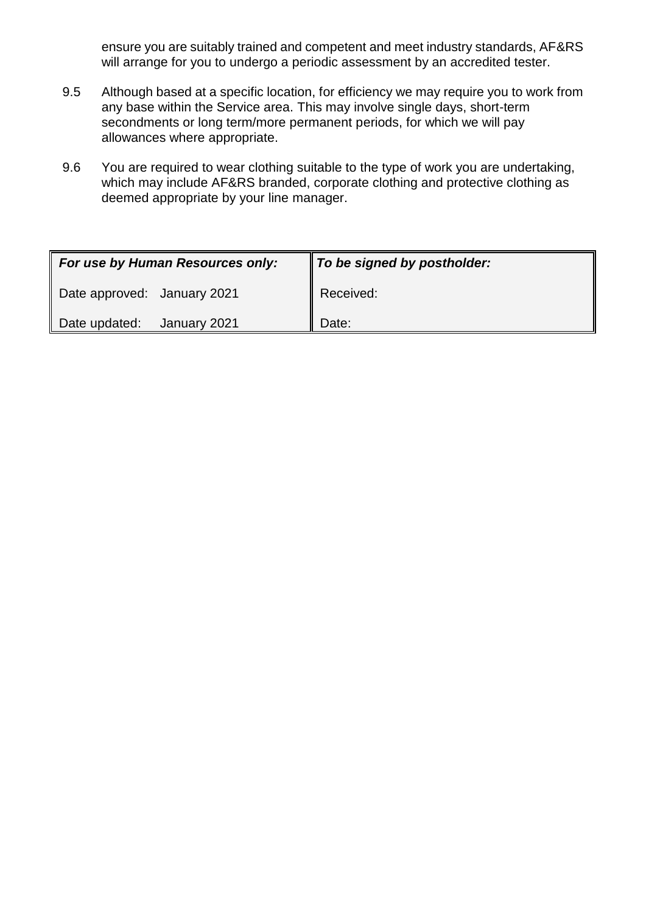ensure you are suitably trained and competent and meet industry standards, AF&RS will arrange for you to undergo a periodic assessment by an accredited tester.

9.5 Although based at a specific location, for efficiency we may require you to work from any base within the Service area. This may involve single days, short-term secondments or long term/more permanent periods, for which we will pay allowances where appropriate.

9.6 You are required to wear clothing suitable to the type of work you are undertaking, which may include AF&RS branded, corporate clothing and protective clothing as deemed appropriate by your line manager.

| ***For use by Human Resources only:*** | ***To be signed by postholder:*** |
|---|---|
| Date approved: January 2021 | Received: |
| Date updated: January 2021 | Date: |